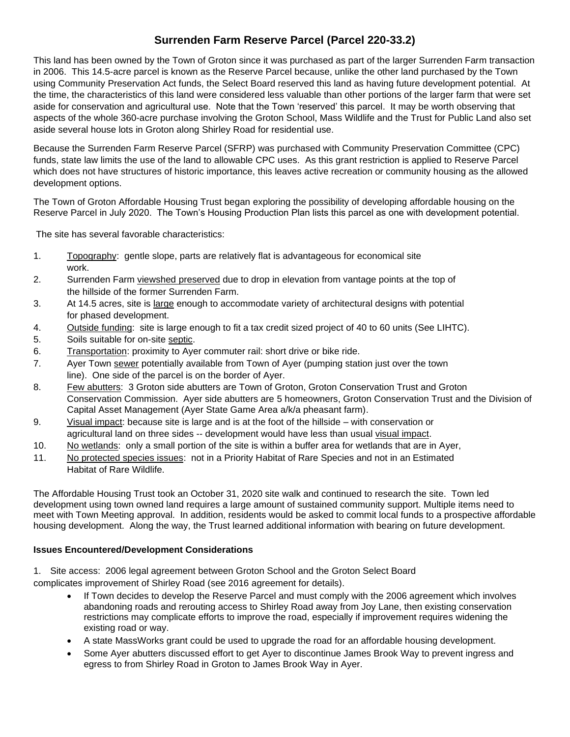# Surrenden Farm Reserve Parcel (Parcel 220-33.2)

This land has been owned by the Town of Groton since it was purchased as part of the larger Surrenden Farm transaction in 2006. This 14.5-acre parcel is known as the Reserve Parcel because, unlike the other land purchased by the Town using Community Preservation Act funds, the Select Board reserved this land as having future development potential. At the time, the characteristics of this land were considered less valuable than other portions of the larger farm that were set aside for conservation and agricultural use. Note that the Town 'reserved' this parcel. It may be worth observing that aspects of the whole 360-acre purchase involving the Groton School, Mass Wildlife and the Trust for Public Land also set aside several house lots in Groton along Shirley Road for residential use.

Because the Surrenden Farm Reserve Parcel (SFRP) was purchased with Community Preservation Committee (CPC) funds, state law limits the use of the land to allowable CPC uses. As this grant restriction is applied to Reserve Parcel which does not have structures of historic importance, this leaves active recreation or community housing as the allowed development options.

The Town of Groton Affordable Housing Trust began exploring the possibility of developing affordable housing on the Reserve Parcel in July 2020. The Town's Housing Production Plan lists this parcel as one with development potential.

The site has several favorable characteristics:

1. <u>Topography</u>: gentle slope, parts are relatively flat is advantageous for economical site work.
2. Surrenden Farm <u>viewshed preserved</u> due to drop in elevation from vantage points at the top of the hillside of the former Surrenden Farm.
3. At 14.5 acres, site is <u>large</u> enough to accommodate variety of architectural designs with potential for phased development.
4. <u>Outside funding</u>: site is large enough to fit a tax credit sized project of 40 to 60 units (See LIHTC).
5. Soils suitable for on-site <u>septic</u>.
6. <u>Transportation</u>: proximity to Ayer commuter rail: short drive or bike ride.
7. Ayer Town <u>sewer</u> potentially available from Town of Ayer (pumping station just over the town line). One side of the parcel is on the border of Ayer.
8. <u>Few abutters</u>: 3 Groton side abutters are Town of Groton, Groton Conservation Trust and Groton Conservation Commission. Ayer side abutters are 5 homeowners, Groton Conservation Trust and the Division of Capital Asset Management (Ayer State Game Area a/k/a pheasant farm).
9. <u>Visual impact</u>: because site is large and is at the foot of the hillside – with conservation or agricultural land on three sides -- development would have less than usual <u>visual impact</u>.
10. <u>No wetlands</u>: only a small portion of the site is within a buffer area for wetlands that are in Ayer,
11. <u>No protected species issues</u>: not in a Priority Habitat of Rare Species and not in an Estimated Habitat of Rare Wildlife.

The Affordable Housing Trust took an October 31, 2020 site walk and continued to research the site. Town led development using town owned land requires a large amount of sustained community support. Multiple items need to meet with Town Meeting approval. In addition, residents would be asked to commit local funds to a prospective affordable housing development. Along the way, the Trust learned additional information with bearing on future development.

### Issues Encountered/Development Considerations

1. Site access: 2006 legal agreement between Groton School and the Groton Select Board complicates improvement of Shirley Road (see 2016 agreement for details).
    - If Town decides to develop the Reserve Parcel and must comply with the 2006 agreement which involves abandoning roads and rerouting access to Shirley Road away from Joy Lane, then existing conservation restrictions may complicate efforts to improve the road, especially if improvement requires widening the existing road or way.
    - A state MassWorks grant could be used to upgrade the road for an affordable housing development.
    - Some Ayer abutters discussed effort to get Ayer to discontinue James Brook Way to prevent ingress and egress to from Shirley Road in Groton to James Brook Way in Ayer.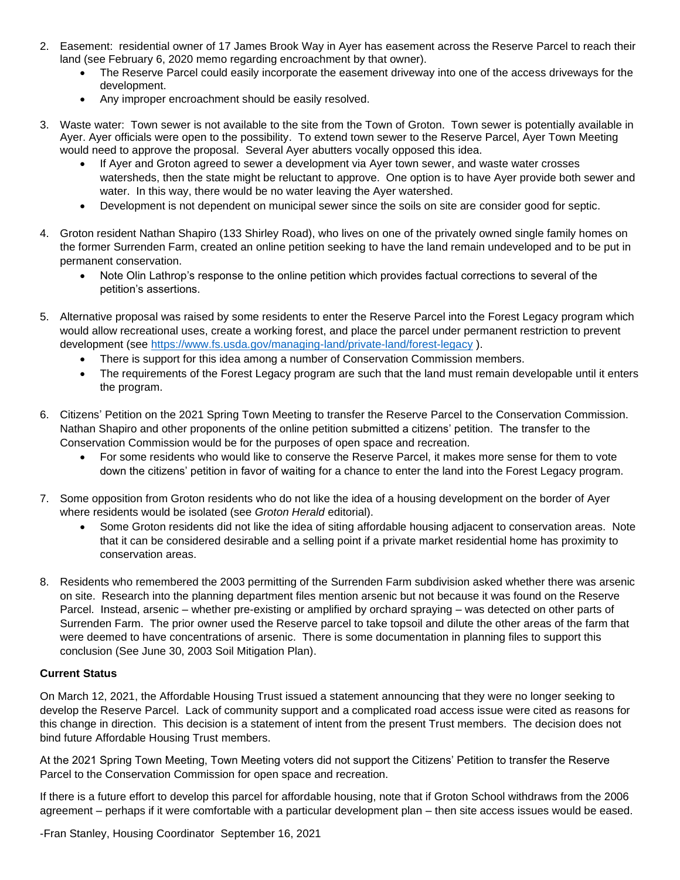2. Easement: residential owner of 17 James Brook Way in Ayer has easement across the Reserve Parcel to reach their land (see February 6, 2020 memo regarding encroachment by that owner).
    - The Reserve Parcel could easily incorporate the easement driveway into one of the access driveways for the development.
    - Any improper encroachment should be easily resolved.

3. Waste water: Town sewer is not available to the site from the Town of Groton. Town sewer is potentially available in Ayer. Ayer officials were open to the possibility. To extend town sewer to the Reserve Parcel, Ayer Town Meeting would need to approve the proposal. Several Ayer abutters vocally opposed this idea.
    - If Ayer and Groton agreed to sewer a development via Ayer town sewer, and waste water crosses watersheds, then the state might be reluctant to approve. One option is to have Ayer provide both sewer and water. In this way, there would be no water leaving the Ayer watershed.
    - Development is not dependent on municipal sewer since the soils on site are consider good for septic.

4. Groton resident Nathan Shapiro (133 Shirley Road), who lives on one of the privately owned single family homes on the former Surrenden Farm, created an online petition seeking to have the land remain undeveloped and to be put in permanent conservation.
    - Note Olin Lathrop's response to the online petition which provides factual corrections to several of the petition's assertions.

5. Alternative proposal was raised by some residents to enter the Reserve Parcel into the Forest Legacy program which would allow recreational uses, create a working forest, and place the parcel under permanent restriction to prevent development (see [https://www.fs.usda.gov/managing-land/private-land/forest-legacy](https://www.fs.usda.gov/managing-land/private-land/forest-legacy) ).
    - There is support for this idea among a number of Conservation Commission members.
    - The requirements of the Forest Legacy program are such that the land must remain developable until it enters the program.

6. Citizens' Petition on the 2021 Spring Town Meeting to transfer the Reserve Parcel to the Conservation Commission. Nathan Shapiro and other proponents of the online petition submitted a citizens' petition. The transfer to the Conservation Commission would be for the purposes of open space and recreation.
    - For some residents who would like to conserve the Reserve Parcel, it makes more sense for them to vote down the citizens' petition in favor of waiting for a chance to enter the land into the Forest Legacy program.

7. Some opposition from Groton residents who do not like the idea of a housing development on the border of Ayer where residents would be isolated (see *Groton Herald* editorial).
    - Some Groton residents did not like the idea of siting affordable housing adjacent to conservation areas. Note that it can be considered desirable and a selling point if a private market residential home has proximity to conservation areas.

8. Residents who remembered the 2003 permitting of the Surrenden Farm subdivision asked whether there was arsenic on site. Research into the planning department files mention arsenic but not because it was found on the Reserve Parcel. Instead, arsenic – whether pre-existing or amplified by orchard spraying – was detected on other parts of Surrenden Farm. The prior owner used the Reserve parcel to take topsoil and dilute the other areas of the farm that were deemed to have concentrations of arsenic. There is some documentation in planning files to support this conclusion (See June 30, 2003 Soil Mitigation Plan).

**Current Status**

On March 12, 2021, the Affordable Housing Trust issued a statement announcing that they were no longer seeking to develop the Reserve Parcel. Lack of community support and a complicated road access issue were cited as reasons for this change in direction. This decision is a statement of intent from the present Trust members. The decision does not bind future Affordable Housing Trust members.

At the 2021 Spring Town Meeting, Town Meeting voters did not support the Citizens' Petition to transfer the Reserve Parcel to the Conservation Commission for open space and recreation.

If there is a future effort to develop this parcel for affordable housing, note that if Groton School withdraws from the 2006 agreement – perhaps if it were comfortable with a particular development plan – then site access issues would be eased.

-Fran Stanley, Housing Coordinator September 16, 2021